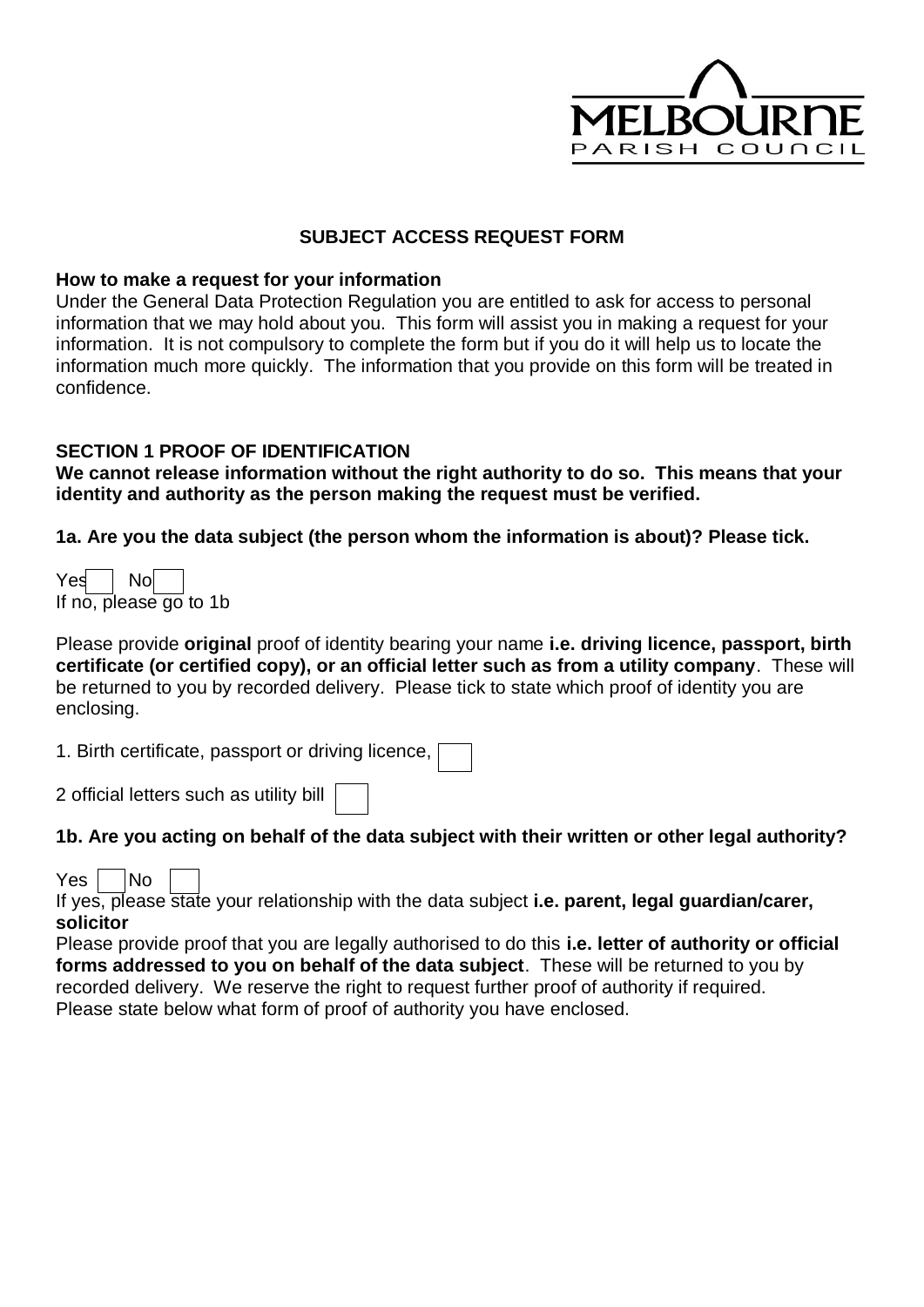MELBOURNE
PARISH COUNCIL

## SUBJECT ACCESS REQUEST FORM

**How to make a request for your information**

Under the General Data Protection Regulation you are entitled to ask for access to personal information that we may hold about you. This form will assist you in making a request for your information. It is not compulsory to complete the form but if you do it will help us to locate the information much more quickly. The information that you provide on this form will be treated in confidence.

### SECTION 1 PROOF OF IDENTIFICATION

**We cannot release information without the right authority to do so. This means that your identity and authority as the person making the request must be verified.**

**1a. Are you the data subject (the person whom the information is about)? Please tick.**

Yes ☐ No ☐

If no, please go to 1b

Please provide **original** proof of identity bearing your name **i.e. driving licence, passport, birth certificate (or certified copy), or an official letter such as from a utility company**. These will be returned to you by recorded delivery. Please tick to state which proof of identity you are enclosing.

1. Birth certificate, passport or driving licence, ☐

2 official letters such as utility bill ☐

**1b. Are you acting on behalf of the data subject with their written or other legal authority?**

Yes ☐ No ☐

If yes, please state your relationship with the data subject **i.e. parent, legal guardian/carer, solicitor**

Please provide proof that you are legally authorised to do this **i.e. letter of authority or official forms addressed to you on behalf of the data subject**. These will be returned to you by recorded delivery. We reserve the right to request further proof of authority if required. Please state below what form of proof of authority you have enclosed.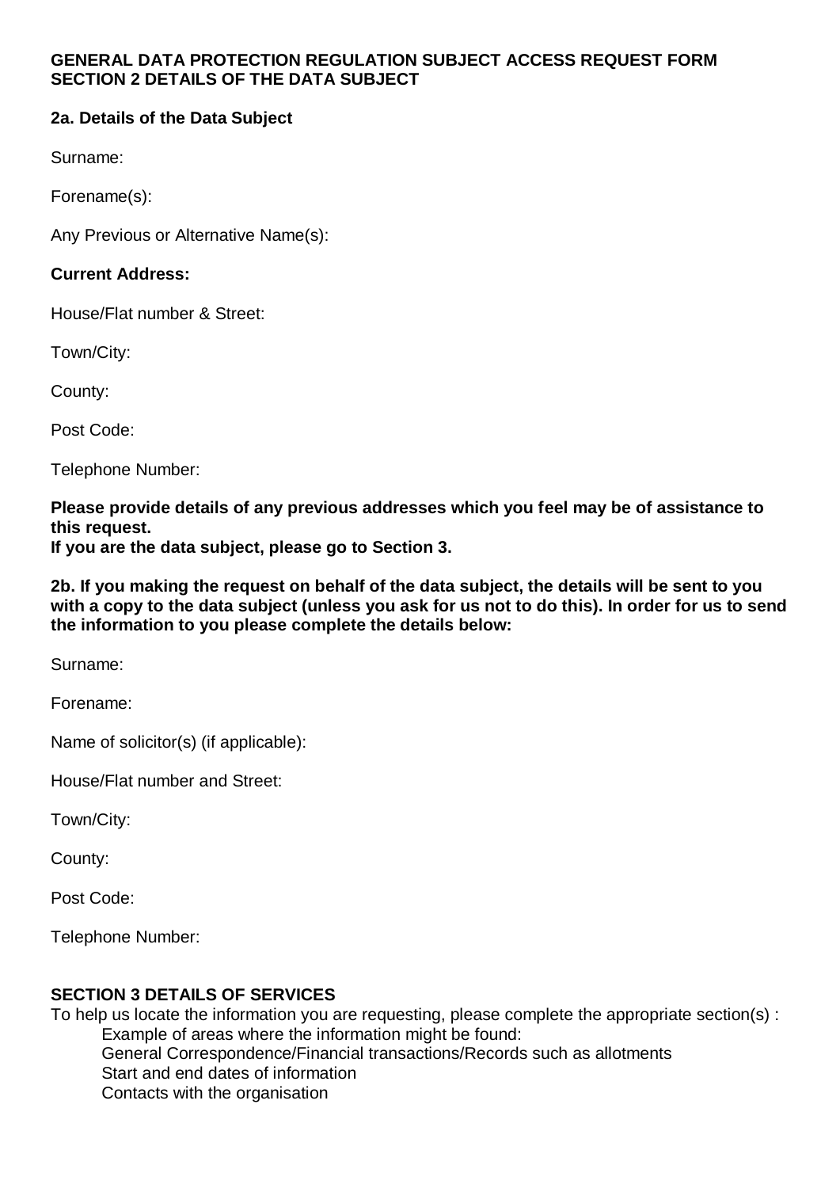**GENERAL DATA PROTECTION REGULATION SUBJECT ACCESS REQUEST FORM**
**SECTION 2 DETAILS OF THE DATA SUBJECT**

**2a. Details of the Data Subject**

Surname:

Forename(s):

Any Previous or Alternative Name(s):

**Current Address:**

House/Flat number & Street:

Town/City:

County:

Post Code:

Telephone Number:

**Please provide details of any previous addresses which you feel may be of assistance to this request.**
**If you are the data subject, please go to Section 3.**

**2b. If you making the request on behalf of the data subject, the details will be sent to you with a copy to the data subject (unless you ask for us not to do this). In order for us to send the information to you please complete the details below:**

Surname:

Forename:

Name of solicitor(s) (if applicable):

House/Flat number and Street:

Town/City:

County:

Post Code:

Telephone Number:

**SECTION 3 DETAILS OF SERVICES**

To help us locate the information you are requesting, please complete the appropriate section(s) :

Example of areas where the information might be found:
General Correspondence/Financial transactions/Records such as allotments
Start and end dates of information
Contacts with the organisation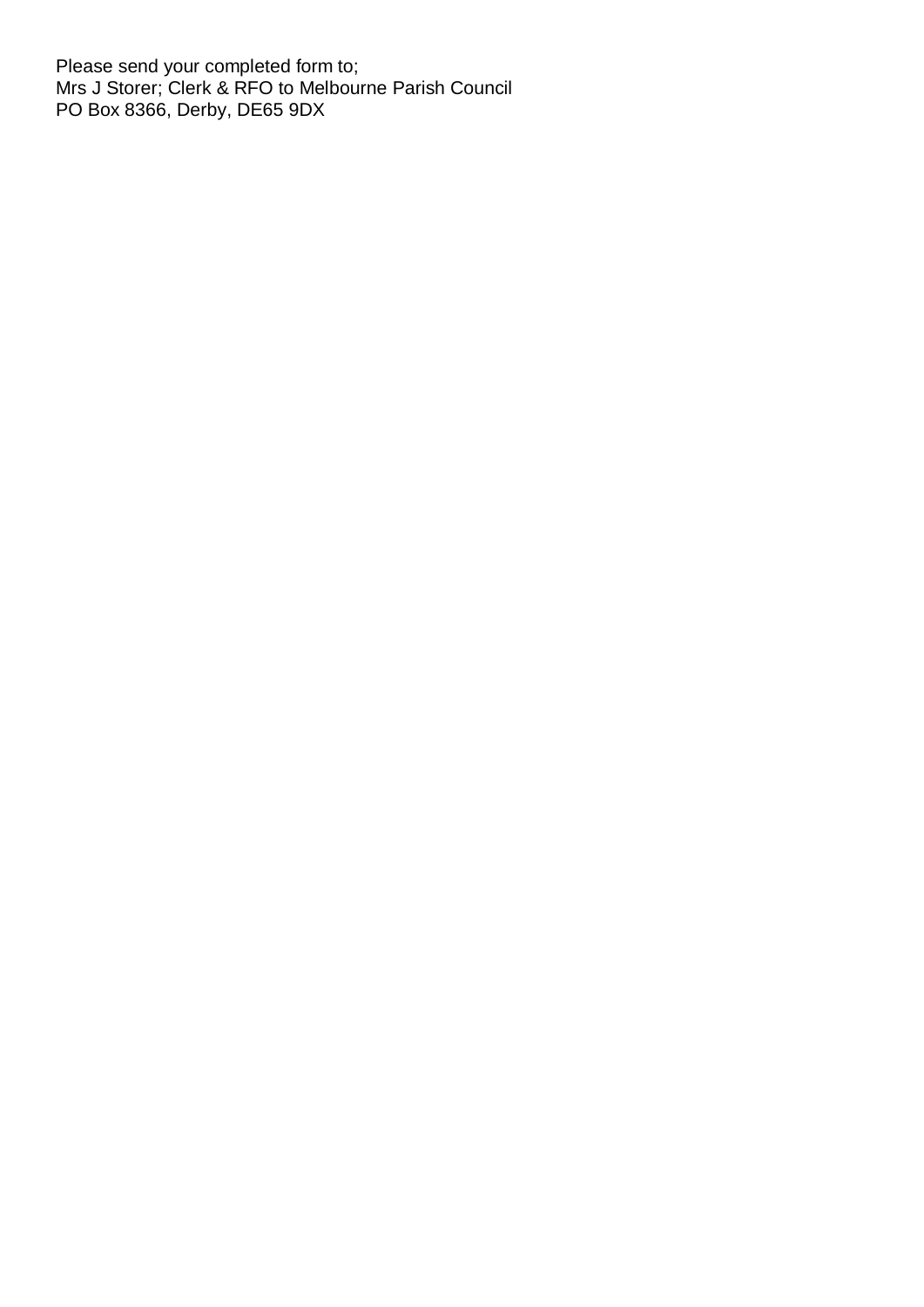Please send your completed form to;
Mrs J Storer; Clerk & RFO to Melbourne Parish Council
PO Box 8366, Derby, DE65 9DX